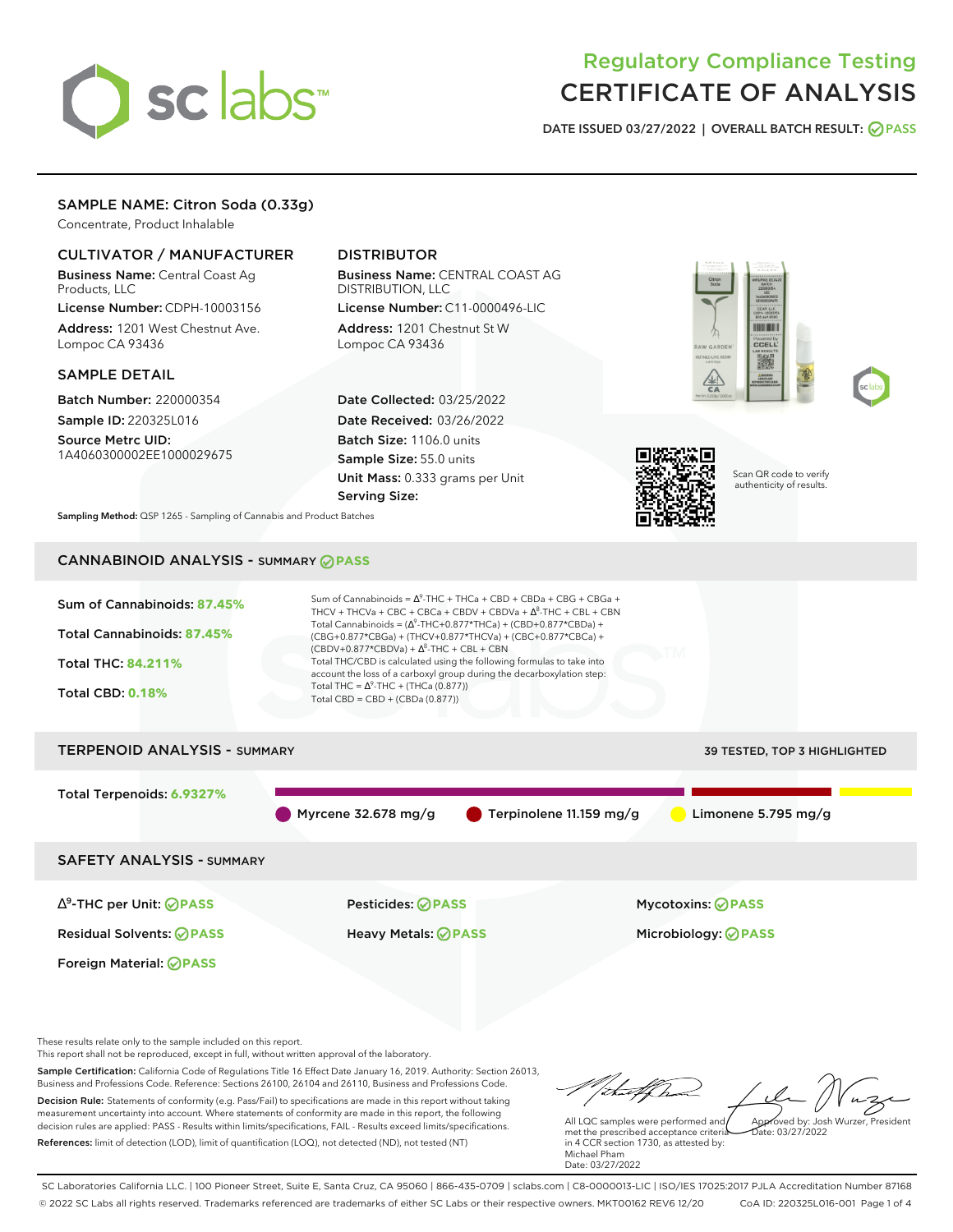# Regulatory Compliance Testing
# CERTIFICATE OF ANALYSIS

DATE ISSUED 03/27/2022 | OVERALL BATCH RESULT: PASS

## SAMPLE NAME: Citron Soda (0.33g)

Concentrate, Product Inhalable

### CULTIVATOR / MANUFACTURER

**Business Name:** Central Coast Ag Products, LLC

**License Number:** CDPH-10003156

**Address:** 1201 West Chestnut Ave. Lompoc CA 93436

### DISTRIBUTOR

**Business Name:** CENTRAL COAST AG DISTRIBUTION, LLC

**License Number:** C11-0000496-LIC

**Address:** 1201 Chestnut St W Lompoc CA 93436

### SAMPLE DETAIL

**Batch Number:** 220000354

**Sample ID:** 220325L016

**Source Metrc UID:** 1A4060300002EE1000029675

**Date Collected:** 03/25/2022

**Date Received:** 03/26/2022

**Batch Size:** 1106.0 units

**Sample Size:** 55.0 units

**Unit Mass:** 0.333 grams per Unit

**Serving Size:**

Scan QR code to verify authenticity of results.

**Sampling Method:** QSP 1265 - Sampling of Cannabis and Product Batches

## CANNABINOID ANALYSIS - SUMMARY PASS

**Sum of Cannabinoids:** 87.45%

**Total Cannabinoids:** 87.45%

**Total THC:** 84.211%

**Total CBD:** 0.18%

Sum of Cannabinoids = $\Delta^9$-THC + THCa + CBD + CBDa + CBG + CBGa + THCV + THCVa + CBC + CBCa + CBDV + CBDVa + $\Delta^8$-THC + CBL + CBN

Total Cannabinoids = ($\Delta^9$-THC+0.877*THCa) + (CBD+0.877*CBDa) + (CBG+0.877*CBGa) + (THCV+0.877*THCVa) + (CBC+0.877*CBCa) + (CBDV+0.877*CBDVa) + $\Delta^8$-THC + CBL + CBN

Total THC/CBD is calculated using the following formulas to take into account the loss of a carboxyl group during the decarboxylation step:

Total THC = $\Delta^9$-THC + (THCa (0.877))

Total CBD = CBD + (CBDa (0.877))

## TERPENOID ANALYSIS - SUMMARY

39 TESTED, TOP 3 HIGHLIGHTED

**Total Terpenoids:** 6.9327%

Myrcene 32.678 mg/g | Terpinolene 11.159 mg/g | Limonene 5.795 mg/g

## SAFETY ANALYSIS - SUMMARY

| | | |
|---|---|---|
| $\Delta^9$-THC per Unit: PASS | Pesticides: PASS | Mycotoxins: PASS |
| Residual Solvents: PASS | Heavy Metals: PASS | Microbiology: PASS |
| Foreign Material: PASS | | |

These results relate only to the sample included on this report.
This report shall not be reproduced, except in full, without written approval of the laboratory.

**Sample Certification:** California Code of Regulations Title 16 Effect Date January 16, 2019. Authority: Section 26013, Business and Professions Code. Reference: Sections 26100, 26104 and 26110, Business and Professions Code.

**Decision Rule:** Statements of conformity (e.g. Pass/Fail) to specifications are made in this report without taking measurement uncertainty into account. Where statements of conformity are made in this report, the following decision rules are applied: PASS - Results within limits/specifications, FAIL - Results exceed limits/specifications.

**References:** limit of detection (LOD), limit of quantification (LOQ), not detected (ND), not tested (NT)

All LQC samples were performed and met the prescribed acceptance criteria in 4 CCR section 1730, as attested by: Michael Pham
Date: 03/27/2022

Approved by: Josh Wurzer, President
Date: 03/27/2022

SC Laboratories California LLC. | 100 Pioneer Street, Suite E, Santa Cruz, CA 95060 | 866-435-0709 | sclabs.com | C8-0000013-LIC | ISO/IES 17025:2017 PJLA Accreditation Number 87168
© 2022 SC Labs all rights reserved. Trademarks referenced are trademarks of either SC Labs or their respective owners. MKT00162 REV6 12/20 CoA ID: 220325L016-001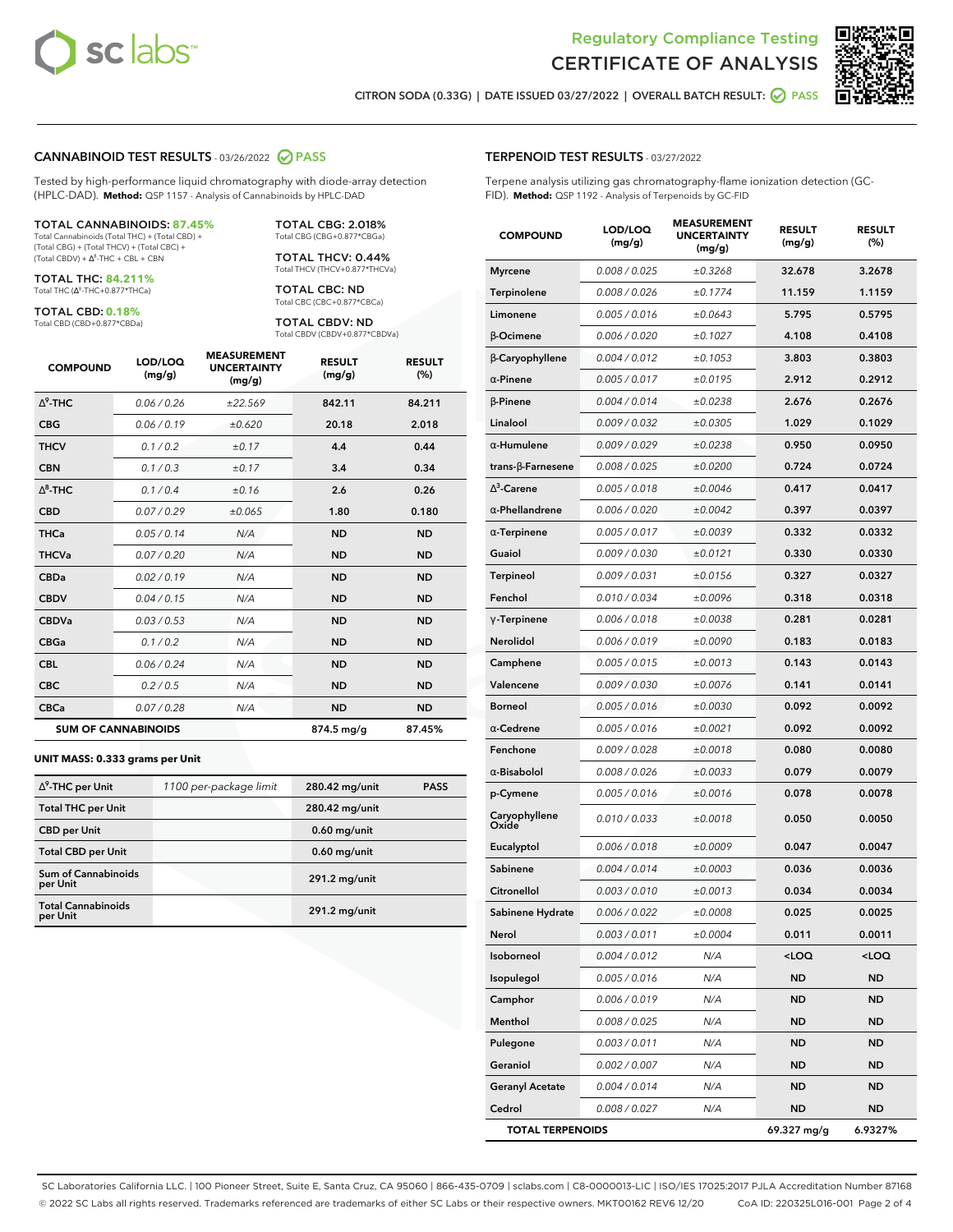Regulatory Compliance Testing
# CERTIFICATE OF ANALYSIS

CITRON SODA (0.33G) | DATE ISSUED 03/27/2022 | OVERALL BATCH RESULT: PASS

## CANNABINOID TEST RESULTS - 03/26/2022 PASS

Tested by high-performance liquid chromatography with diode-array detection (HPLC-DAD). **Method:** QSP 1157 - Analysis of Cannabinoids by HPLC-DAD

**TOTAL CANNABINOIDS: 87.45%**
Total Cannabinoids (Total THC) + (Total CBD) + (Total CBG) + (Total THCV) + (Total CBC) + (Total CBDV) + Δ8-THC + CBL + CBN

**TOTAL THC: 84.211%**
Total THC (Δ9-THC+0.877*THCa)

**TOTAL CBD: 0.18%**
Total CBD (CBD+0.877*CBDa)

**TOTAL CBG: 2.018%**
Total CBG (CBG+0.877*CBGa)

**TOTAL THCV: 0.44%**
Total THCV (THCV+0.877*THCVa)

**TOTAL CBC: ND**
Total CBC (CBC+0.877*CBCa)

**TOTAL CBDV: ND**
Total CBDV (CBDV+0.877*CBDVa)

| COMPOUND | LOD/LOQ (mg/g) | MEASUREMENT UNCERTAINTY (mg/g) | RESULT (mg/g) | RESULT (%) |
|---|---|---|---|---|
| Δ9-THC | 0.06 / 0.26 | ±22.569 | 842.11 | 84.211 |
| CBG | 0.06 / 0.19 | ±0.620 | 20.18 | 2.018 |
| THCV | 0.1 / 0.2 | ±0.17 | 4.4 | 0.44 |
| CBN | 0.1 / 0.3 | ±0.17 | 3.4 | 0.34 |
| Δ8-THC | 0.1 / 0.4 | ±0.16 | 2.6 | 0.26 |
| CBD | 0.07 / 0.29 | ±0.065 | 1.80 | 0.180 |
| THCa | 0.05 / 0.14 | N/A | ND | ND |
| THCVa | 0.07 / 0.20 | N/A | ND | ND |
| CBDa | 0.02 / 0.19 | N/A | ND | ND |
| CBDV | 0.04 / 0.15 | N/A | ND | ND |
| CBDVa | 0.03 / 0.53 | N/A | ND | ND |
| CBGa | 0.1 / 0.2 | N/A | ND | ND |
| CBL | 0.06 / 0.24 | N/A | ND | ND |
| CBC | 0.2 / 0.5 | N/A | ND | ND |
| CBCa | 0.07 / 0.28 | N/A | ND | ND |
| **SUM OF CANNABINOIDS** | | | 874.5 mg/g | 87.45% |

**UNIT MASS: 0.333 grams per Unit**

| | | | |
|---|---|---|---|
| Δ9-THC per Unit | 1100 per-package limit | 280.42 mg/unit | PASS |
| Total THC per Unit | | 280.42 mg/unit | |
| CBD per Unit | | 0.60 mg/unit | |
| Total CBD per Unit | | 0.60 mg/unit | |
| Sum of Cannabinoids per Unit | | 291.2 mg/unit | |
| Total Cannabinoids per Unit | | 291.2 mg/unit | |

## TERPENOID TEST RESULTS - 03/27/2022

Terpene analysis utilizing gas chromatography-flame ionization detection (GC-FID). **Method:** QSP 1192 - Analysis of Terpenoids by GC-FID

| COMPOUND | LOD/LOQ (mg/g) | MEASUREMENT UNCERTAINTY (mg/g) | RESULT (mg/g) | RESULT (%) |
|---|---|---|---|---|
| Myrcene | 0.008 / 0.025 | ±0.3268 | 32.678 | 3.2678 |
| Terpinolene | 0.008 / 0.026 | ±0.1774 | 11.159 | 1.1159 |
| Limonene | 0.005 / 0.016 | ±0.0643 | 5.795 | 0.5795 |
| β-Ocimene | 0.006 / 0.020 | ±0.1027 | 4.108 | 0.4108 |
| β-Caryophyllene | 0.004 / 0.012 | ±0.1053 | 3.803 | 0.3803 |
| α-Pinene | 0.005 / 0.017 | ±0.0195 | 2.912 | 0.2912 |
| β-Pinene | 0.004 / 0.014 | ±0.0238 | 2.676 | 0.2676 |
| Linalool | 0.009 / 0.032 | ±0.0305 | 1.029 | 0.1029 |
| α-Humulene | 0.009 / 0.029 | ±0.0238 | 0.950 | 0.0950 |
| trans-β-Farnesene | 0.008 / 0.025 | ±0.0200 | 0.724 | 0.0724 |
| Δ3-Carene | 0.005 / 0.018 | ±0.0046 | 0.417 | 0.0417 |
| α-Phellandrene | 0.006 / 0.020 | ±0.0042 | 0.397 | 0.0397 |
| α-Terpinene | 0.005 / 0.017 | ±0.0039 | 0.332 | 0.0332 |
| Guaiol | 0.009 / 0.030 | ±0.0121 | 0.330 | 0.0330 |
| Terpineol | 0.009 / 0.031 | ±0.0156 | 0.327 | 0.0327 |
| Fenchol | 0.010 / 0.034 | ±0.0096 | 0.318 | 0.0318 |
| γ-Terpinene | 0.006 / 0.018 | ±0.0038 | 0.281 | 0.0281 |
| Nerolidol | 0.006 / 0.019 | ±0.0090 | 0.183 | 0.0183 |
| Camphene | 0.005 / 0.015 | ±0.0013 | 0.143 | 0.0143 |
| Valencene | 0.009 / 0.030 | ±0.0076 | 0.141 | 0.0141 |
| Borneol | 0.005 / 0.016 | ±0.0030 | 0.092 | 0.0092 |
| α-Cedrene | 0.005 / 0.016 | ±0.0021 | 0.092 | 0.0092 |
| Fenchone | 0.009 / 0.028 | ±0.0018 | 0.080 | 0.0080 |
| α-Bisabolol | 0.008 / 0.026 | ±0.0033 | 0.079 | 0.0079 |
| p-Cymene | 0.005 / 0.016 | ±0.0016 | 0.078 | 0.0078 |
| Caryophyllene Oxide | 0.010 / 0.033 | ±0.0018 | 0.050 | 0.0050 |
| Eucalyptol | 0.006 / 0.018 | ±0.0009 | 0.047 | 0.0047 |
| Sabinene | 0.004 / 0.014 | ±0.0003 | 0.036 | 0.0036 |
| Citronellol | 0.003 / 0.010 | ±0.0013 | 0.034 | 0.0034 |
| Sabinene Hydrate | 0.006 / 0.022 | ±0.0008 | 0.025 | 0.0025 |
| Nerol | 0.003 / 0.011 | ±0.0004 | 0.011 | 0.0011 |
| Isoborneol | 0.004 / 0.012 | N/A | <LOQ | <LOQ |
| Isopulegol | 0.005 / 0.016 | N/A | ND | ND |
| Camphor | 0.006 / 0.019 | N/A | ND | ND |
| Menthol | 0.008 / 0.025 | N/A | ND | ND |
| Pulegone | 0.003 / 0.011 | N/A | ND | ND |
| Geraniol | 0.002 / 0.007 | N/A | ND | ND |
| Geranyl Acetate | 0.004 / 0.014 | N/A | ND | ND |
| Cedrol | 0.008 / 0.027 | N/A | ND | ND |
| **TOTAL TERPENOIDS** | | | 69.327 mg/g | 6.9327% |

SC Laboratories California LLC. | 100 Pioneer Street, Suite E, Santa Cruz, CA 95060 | 866-435-0709 | sclabs.com | C8-0000013-LIC | ISO/IES 17025:2017 PJLA Accreditation Number 87168
© 2022 SC Labs all rights reserved. Trademarks referenced are trademarks of either SC Labs or their respective owners. MKT00162 REV6 12/20 CoA ID: 220325L016-001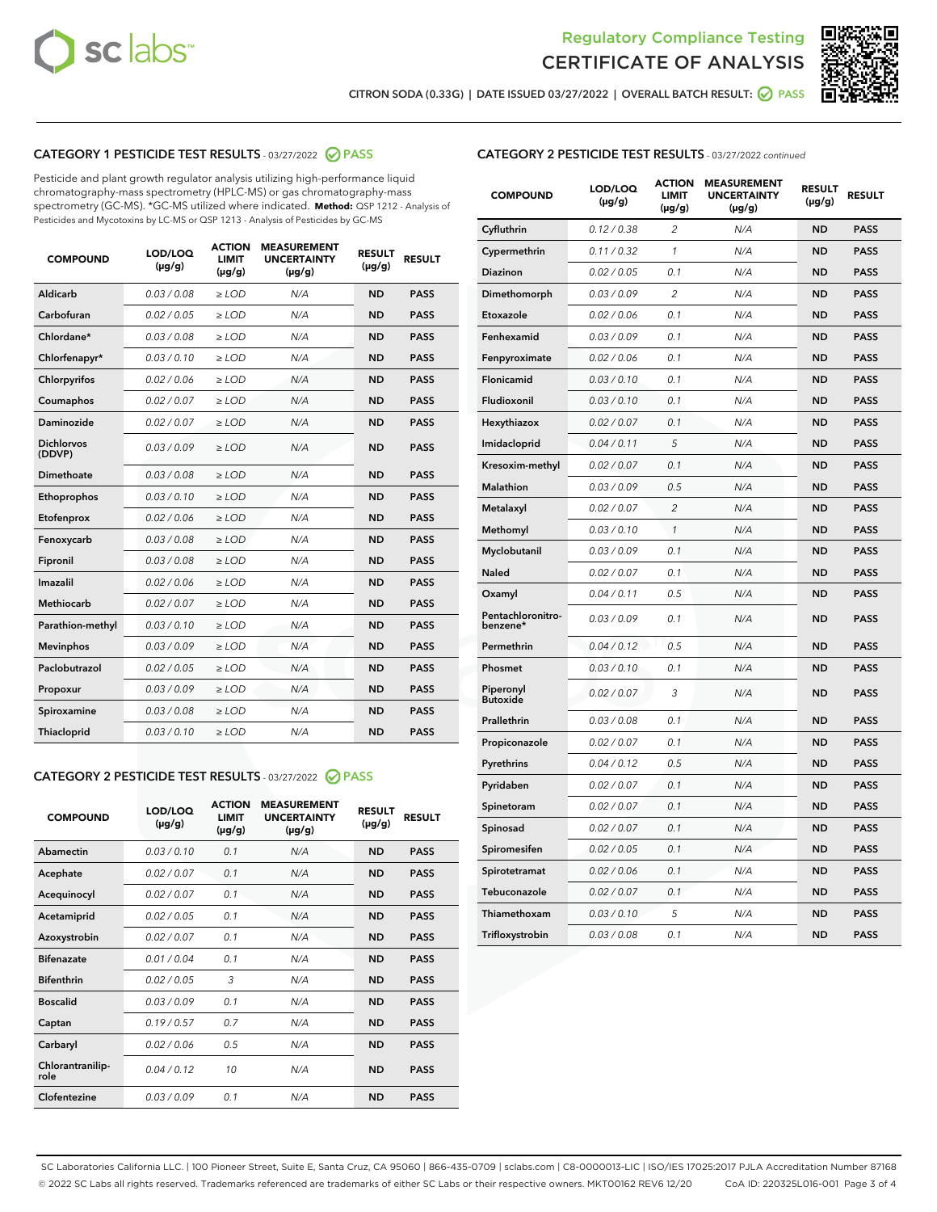Regulatory Compliance Testing
CERTIFICATE OF ANALYSIS

CITRON SODA (0.33G) | DATE ISSUED 03/27/2022 | OVERALL BATCH RESULT: PASS

## CATEGORY 1 PESTICIDE TEST RESULTS - 03/27/2022 PASS

Pesticide and plant growth regulator analysis utilizing high-performance liquid chromatography-mass spectrometry (HPLC-MS) or gas chromatography-mass spectrometry (GC-MS). *GC-MS utilized where indicated. **Method:** QSP 1212 - Analysis of Pesticides and Mycotoxins by LC-MS or QSP 1213 - Analysis of Pesticides by GC-MS

| COMPOUND | LOD/LOQ (μg/g) | ACTION LIMIT (μg/g) | MEASUREMENT UNCERTAINTY (μg/g) | RESULT (μg/g) | RESULT |
|---|---|---|---|---|---|
| Aldicarb | 0.03 / 0.08 | ≥ LOD | N/A | ND | PASS |
| Carbofuran | 0.02 / 0.05 | ≥ LOD | N/A | ND | PASS |
| Chlordane* | 0.03 / 0.08 | ≥ LOD | N/A | ND | PASS |
| Chlorfenapyr* | 0.03 / 0.10 | ≥ LOD | N/A | ND | PASS |
| Chlorpyrifos | 0.02 / 0.06 | ≥ LOD | N/A | ND | PASS |
| Coumaphos | 0.02 / 0.07 | ≥ LOD | N/A | ND | PASS |
| Daminozide | 0.02 / 0.07 | ≥ LOD | N/A | ND | PASS |
| Dichlorvos (DDVP) | 0.03 / 0.09 | ≥ LOD | N/A | ND | PASS |
| Dimethoate | 0.03 / 0.08 | ≥ LOD | N/A | ND | PASS |
| Ethoprophos | 0.03 / 0.10 | ≥ LOD | N/A | ND | PASS |
| Etofenprox | 0.02 / 0.06 | ≥ LOD | N/A | ND | PASS |
| Fenoxycarb | 0.03 / 0.08 | ≥ LOD | N/A | ND | PASS |
| Fipronil | 0.03 / 0.08 | ≥ LOD | N/A | ND | PASS |
| Imazalil | 0.02 / 0.06 | ≥ LOD | N/A | ND | PASS |
| Methiocarb | 0.02 / 0.07 | ≥ LOD | N/A | ND | PASS |
| Parathion-methyl | 0.03 / 0.10 | ≥ LOD | N/A | ND | PASS |
| Mevinphos | 0.03 / 0.09 | ≥ LOD | N/A | ND | PASS |
| Paclobutrazol | 0.02 / 0.05 | ≥ LOD | N/A | ND | PASS |
| Propoxur | 0.03 / 0.09 | ≥ LOD | N/A | ND | PASS |
| Spiroxamine | 0.03 / 0.08 | ≥ LOD | N/A | ND | PASS |
| Thiacloprid | 0.03 / 0.10 | ≥ LOD | N/A | ND | PASS |

## CATEGORY 2 PESTICIDE TEST RESULTS - 03/27/2022 PASS

| COMPOUND | LOD/LOQ (μg/g) | ACTION LIMIT (μg/g) | MEASUREMENT UNCERTAINTY (μg/g) | RESULT (μg/g) | RESULT |
|---|---|---|---|---|---|
| Abamectin | 0.03 / 0.10 | 0.1 | N/A | ND | PASS |
| Acephate | 0.02 / 0.07 | 0.1 | N/A | ND | PASS |
| Acequinocyl | 0.02 / 0.07 | 0.1 | N/A | ND | PASS |
| Acetamiprid | 0.02 / 0.05 | 0.1 | N/A | ND | PASS |
| Azoxystrobin | 0.02 / 0.07 | 0.1 | N/A | ND | PASS |
| Bifenazate | 0.01 / 0.04 | 0.1 | N/A | ND | PASS |
| Bifenthrin | 0.02 / 0.05 | 3 | N/A | ND | PASS |
| Boscalid | 0.03 / 0.09 | 0.1 | N/A | ND | PASS |
| Captan | 0.19 / 0.57 | 0.7 | N/A | ND | PASS |
| Carbaryl | 0.02 / 0.06 | 0.5 | N/A | ND | PASS |
| Chlorantraniliprole | 0.04 / 0.12 | 10 | N/A | ND | PASS |
| Clofentezine | 0.03 / 0.09 | 0.1 | N/A | ND | PASS |
| Cyfluthrin | 0.12 / 0.38 | 2 | N/A | ND | PASS |
| Cypermethrin | 0.11 / 0.32 | 1 | N/A | ND | PASS |
| Diazinon | 0.02 / 0.05 | 0.1 | N/A | ND | PASS |
| Dimethomorph | 0.03 / 0.09 | 2 | N/A | ND | PASS |
| Etoxazole | 0.02 / 0.06 | 0.1 | N/A | ND | PASS |
| Fenhexamid | 0.03 / 0.09 | 0.1 | N/A | ND | PASS |
| Fenpyroximate | 0.02 / 0.06 | 0.1 | N/A | ND | PASS |
| Flonicamid | 0.03 / 0.10 | 0.1 | N/A | ND | PASS |
| Fludioxonil | 0.03 / 0.10 | 0.1 | N/A | ND | PASS |
| Hexythiazox | 0.02 / 0.07 | 0.1 | N/A | ND | PASS |
| Imidacloprid | 0.04 / 0.11 | 5 | N/A | ND | PASS |
| Kresoxim-methyl | 0.02 / 0.07 | 0.1 | N/A | ND | PASS |
| Malathion | 0.03 / 0.09 | 0.5 | N/A | ND | PASS |
| Metalaxyl | 0.02 / 0.07 | 2 | N/A | ND | PASS |
| Methomyl | 0.03 / 0.10 | 1 | N/A | ND | PASS |
| Myclobutanil | 0.03 / 0.09 | 0.1 | N/A | ND | PASS |
| Naled | 0.02 / 0.07 | 0.1 | N/A | ND | PASS |
| Oxamyl | 0.04 / 0.11 | 0.5 | N/A | ND | PASS |
| Pentachloronitrobenzene* | 0.03 / 0.09 | 0.1 | N/A | ND | PASS |
| Permethrin | 0.04 / 0.12 | 0.5 | N/A | ND | PASS |
| Phosmet | 0.03 / 0.10 | 0.1 | N/A | ND | PASS |
| Piperonyl Butoxide | 0.02 / 0.07 | 3 | N/A | ND | PASS |
| Prallethrin | 0.03 / 0.08 | 0.1 | N/A | ND | PASS |
| Propiconazole | 0.02 / 0.07 | 0.1 | N/A | ND | PASS |
| Pyrethrins | 0.04 / 0.12 | 0.5 | N/A | ND | PASS |
| Pyridaben | 0.02 / 0.07 | 0.1 | N/A | ND | PASS |
| Spinetoram | 0.02 / 0.07 | 0.1 | N/A | ND | PASS |
| Spinosad | 0.02 / 0.07 | 0.1 | N/A | ND | PASS |
| Spiromesifen | 0.02 / 0.05 | 0.1 | N/A | ND | PASS |
| Spirotetramat | 0.02 / 0.06 | 0.1 | N/A | ND | PASS |
| Tebuconazole | 0.02 / 0.07 | 0.1 | N/A | ND | PASS |
| Thiamethoxam | 0.03 / 0.10 | 5 | N/A | ND | PASS |
| Trifloxystrobin | 0.03 / 0.08 | 0.1 | N/A | ND | PASS |

SC Laboratories California LLC. | 100 Pioneer Street, Suite E, Santa Cruz, CA 95060 | 866-435-0709 | sclabs.com | C8-0000013-LIC | ISO/IES 17025:2017 PJLA Accreditation Number 87168
© 2022 SC Labs all rights reserved. Trademarks referenced are trademarks of either SC Labs or their respective owners. MKT00162 REV6 12/20 CoA ID: 220325L016-001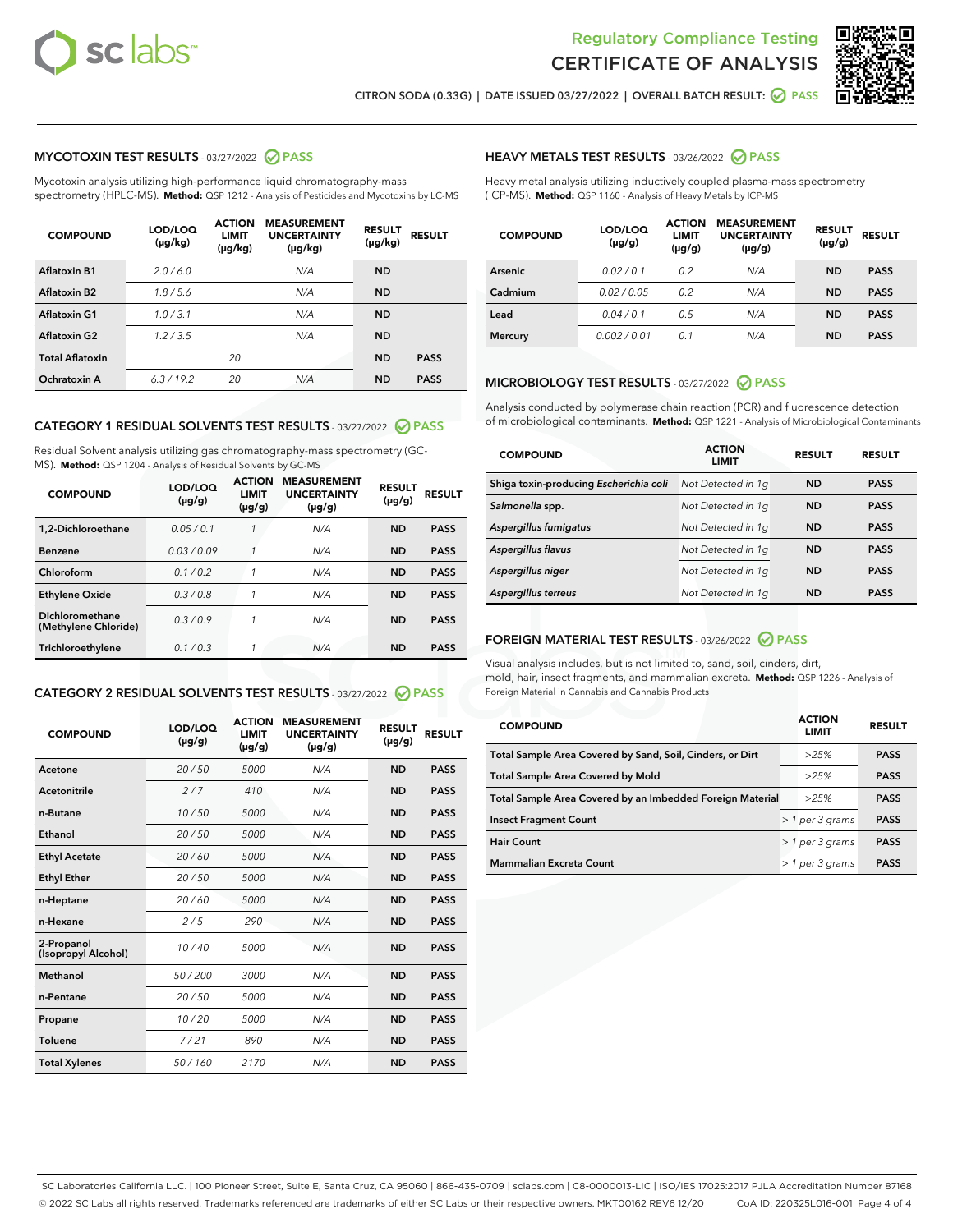Regulatory Compliance Testing
# CERTIFICATE OF ANALYSIS

CITRON SODA (0.33G) | DATE ISSUED 03/27/2022 | OVERALL BATCH RESULT: PASS

## MYCOTOXIN TEST RESULTS - 03/27/2022 PASS

Mycotoxin analysis utilizing high-performance liquid chromatography-mass spectrometry (HPLC-MS). **Method:** QSP 1212 - Analysis of Pesticides and Mycotoxins by LC-MS

| COMPOUND | LOD/LOQ (µg/kg) | ACTION LIMIT (µg/kg) | MEASUREMENT UNCERTAINTY (µg/kg) | RESULT (µg/kg) | RESULT |
|---|---|---|---|---|---|
| Aflatoxin B1 | 2.0 / 6.0 | | N/A | ND | |
| Aflatoxin B2 | 1.8 / 5.6 | | N/A | ND | |
| Aflatoxin G1 | 1.0 / 3.1 | | N/A | ND | |
| Aflatoxin G2 | 1.2 / 3.5 | | N/A | ND | |
| Total Aflatoxin | | 20 | | ND | PASS |
| Ochratoxin A | 6.3 / 19.2 | 20 | N/A | ND | PASS |

## CATEGORY 1 RESIDUAL SOLVENTS TEST RESULTS - 03/27/2022 PASS

Residual Solvent analysis utilizing gas chromatography-mass spectrometry (GC-MS). **Method:** QSP 1204 - Analysis of Residual Solvents by GC-MS

| COMPOUND | LOD/LOQ (µg/g) | ACTION LIMIT (µg/g) | MEASUREMENT UNCERTAINTY (µg/g) | RESULT (µg/g) | RESULT |
|---|---|---|---|---|---|
| 1,2-Dichloroethane | 0.05 / 0.1 | 1 | N/A | ND | PASS |
| Benzene | 0.03 / 0.09 | 1 | N/A | ND | PASS |
| Chloroform | 0.1 / 0.2 | 1 | N/A | ND | PASS |
| Ethylene Oxide | 0.3 / 0.8 | 1 | N/A | ND | PASS |
| Dichloromethane (Methylene Chloride) | 0.3 / 0.9 | 1 | N/A | ND | PASS |
| Trichloroethylene | 0.1 / 0.3 | 1 | N/A | ND | PASS |

## CATEGORY 2 RESIDUAL SOLVENTS TEST RESULTS - 03/27/2022 PASS

| COMPOUND | LOD/LOQ (µg/g) | ACTION LIMIT (µg/g) | MEASUREMENT UNCERTAINTY (µg/g) | RESULT (µg/g) | RESULT |
|---|---|---|---|---|---|
| Acetone | 20 / 50 | 5000 | N/A | ND | PASS |
| Acetonitrile | 2 / 7 | 410 | N/A | ND | PASS |
| n-Butane | 10 / 50 | 5000 | N/A | ND | PASS |
| Ethanol | 20 / 50 | 5000 | N/A | ND | PASS |
| Ethyl Acetate | 20 / 60 | 5000 | N/A | ND | PASS |
| Ethyl Ether | 20 / 50 | 5000 | N/A | ND | PASS |
| n-Heptane | 20 / 60 | 5000 | N/A | ND | PASS |
| n-Hexane | 2 / 5 | 290 | N/A | ND | PASS |
| 2-Propanol (Isopropyl Alcohol) | 10 / 40 | 5000 | N/A | ND | PASS |
| Methanol | 50 / 200 | 3000 | N/A | ND | PASS |
| n-Pentane | 20 / 50 | 5000 | N/A | ND | PASS |
| Propane | 10 / 20 | 5000 | N/A | ND | PASS |
| Toluene | 7 / 21 | 890 | N/A | ND | PASS |
| Total Xylenes | 50 / 160 | 2170 | N/A | ND | PASS |

## HEAVY METALS TEST RESULTS - 03/26/2022 PASS

Heavy metal analysis utilizing inductively coupled plasma-mass spectrometry (ICP-MS). **Method:** QSP 1160 - Analysis of Heavy Metals by ICP-MS

| COMPOUND | LOD/LOQ (µg/g) | ACTION LIMIT (µg/g) | MEASUREMENT UNCERTAINTY (µg/g) | RESULT (µg/g) | RESULT |
|---|---|---|---|---|---|
| Arsenic | 0.02 / 0.1 | 0.2 | N/A | ND | PASS |
| Cadmium | 0.02 / 0.05 | 0.2 | N/A | ND | PASS |
| Lead | 0.04 / 0.1 | 0.5 | N/A | ND | PASS |
| Mercury | 0.002 / 0.01 | 0.1 | N/A | ND | PASS |

## MICROBIOLOGY TEST RESULTS - 03/27/2022 PASS

Analysis conducted by polymerase chain reaction (PCR) and fluorescence detection of microbiological contaminants. **Method:** QSP 1221 - Analysis of Microbiological Contaminants

| COMPOUND | ACTION LIMIT | RESULT | RESULT |
|---|---|---|---|
| Shiga toxin-producing *Escherichia coli* | Not Detected in 1g | ND | PASS |
| *Salmonella* spp. | Not Detected in 1g | ND | PASS |
| *Aspergillus fumigatus* | Not Detected in 1g | ND | PASS |
| *Aspergillus flavus* | Not Detected in 1g | ND | PASS |
| *Aspergillus niger* | Not Detected in 1g | ND | PASS |
| *Aspergillus terreus* | Not Detected in 1g | ND | PASS |

## FOREIGN MATERIAL TEST RESULTS - 03/26/2022 PASS

Visual analysis includes, but is not limited to, sand, soil, cinders, dirt, mold, hair, insect fragments, and mammalian excreta. **Method:** QSP 1226 - Analysis of Foreign Material in Cannabis and Cannabis Products

| COMPOUND | ACTION LIMIT | RESULT |
|---|---|---|
| Total Sample Area Covered by Sand, Soil, Cinders, or Dirt | >25% | PASS |
| Total Sample Area Covered by Mold | >25% | PASS |
| Total Sample Area Covered by an Imbedded Foreign Material | >25% | PASS |
| Insect Fragment Count | > 1 per 3 grams | PASS |
| Hair Count | > 1 per 3 grams | PASS |
| Mammalian Excreta Count | > 1 per 3 grams | PASS |

SC Laboratories California LLC. | 100 Pioneer Street, Suite E, Santa Cruz, CA 95060 | 866-435-0709 | sclabs.com | C8-0000013-LIC | ISO/IES 17025:2017 PJLA Accreditation Number 87168
© 2022 SC Labs all rights reserved. Trademarks referenced are trademarks of either SC Labs or their respective owners. MKT00162 REV6 12/20 CoA ID: 220325L016-001